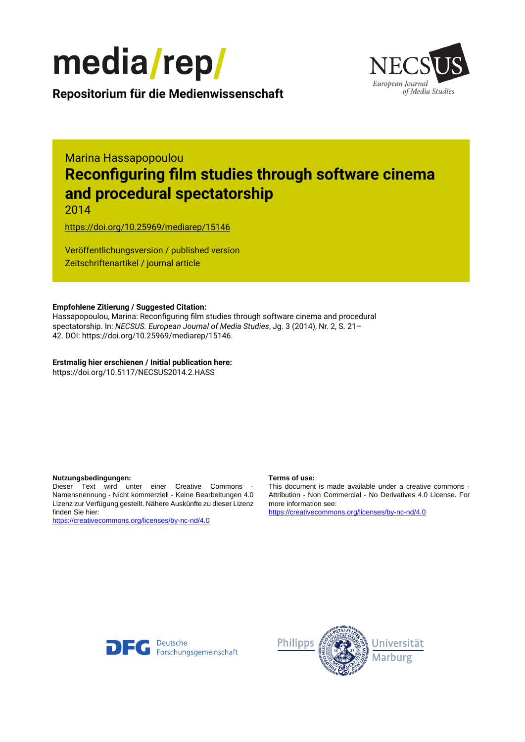# media/rep/

**Repositorium für die Medienwissenschaft**

NECSUS European Journal of Media Studies

Marina Hassapopoulou

# Reconfiguring film studies through software cinema and procedural spectatorship

2014

https://doi.org/10.25969/mediarep/15146

Veröffentlichungsversion / published version
Zeitschriftenartikel / journal article

**Empfohlene Zitierung / Suggested Citation:**
Hassapopoulou, Marina: Reconfiguring film studies through software cinema and procedural spectatorship. In: *NECSUS. European Journal of Media Studies*, Jg. 3 (2014), Nr. 2, S. 21–42. DOI: https://doi.org/10.25969/mediarep/15146.

**Erstmalig hier erschienen / Initial publication here:**
https://doi.org/10.5117/NECSUS2014.2.HASS

**Nutzungsbedingungen:**
Dieser Text wird unter einer Creative Commons - Namensnennung - Nicht kommerziell - Keine Bearbeitungen 4.0 Lizenz zur Verfügung gestellt. Nähere Auskünfte zu dieser Lizenz finden Sie hier:
https://creativecommons.org/licenses/by-nc-nd/4.0

**Terms of use:**
This document is made available under a creative commons - Attribution - Non Commercial - No Derivatives 4.0 License. For more information see:
https://creativecommons.org/licenses/by-nc-nd/4.0

Deutsche Forschungsgemeinschaft

Philipps Universität Marburg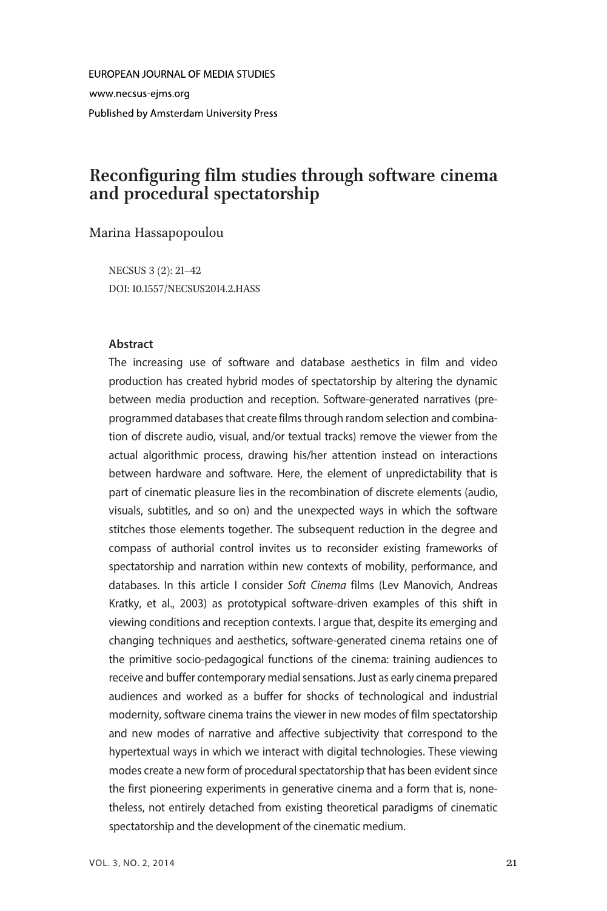EUROPEAN JOURNAL OF MEDIA STUDIES

www.necsus-ejms.org

Published by Amsterdam University Press

# Reconfiguring film studies through software cinema and procedural spectatorship

Marina Hassapopoulou

NECSUS 3 (2): 21–42

DOI: 10.1557/NECSUS2014.2.HASS

**Abstract**

The increasing use of software and database aesthetics in film and video production has created hybrid modes of spectatorship by altering the dynamic between media production and reception. Software-generated narratives (pre-programmed databases that create films through random selection and combination of discrete audio, visual, and/or textual tracks) remove the viewer from the actual algorithmic process, drawing his/her attention instead on interactions between hardware and software. Here, the element of unpredictability that is part of cinematic pleasure lies in the recombination of discrete elements (audio, visuals, subtitles, and so on) and the unexpected ways in which the software stitches those elements together. The subsequent reduction in the degree and compass of authorial control invites us to reconsider existing frameworks of spectatorship and narration within new contexts of mobility, performance, and databases. In this article I consider *Soft Cinema* films (Lev Manovich, Andreas Kratky, et al., 2003) as prototypical software-driven examples of this shift in viewing conditions and reception contexts. I argue that, despite its emerging and changing techniques and aesthetics, software-generated cinema retains one of the primitive socio-pedagogical functions of the cinema: training audiences to receive and buffer contemporary medial sensations. Just as early cinema prepared audiences and worked as a buffer for shocks of technological and industrial modernity, software cinema trains the viewer in new modes of film spectatorship and new modes of narrative and affective subjectivity that correspond to the hypertextual ways in which we interact with digital technologies. These viewing modes create a new form of procedural spectatorship that has been evident since the first pioneering experiments in generative cinema and a form that is, nonetheless, not entirely detached from existing theoretical paradigms of cinematic spectatorship and the development of the cinematic medium.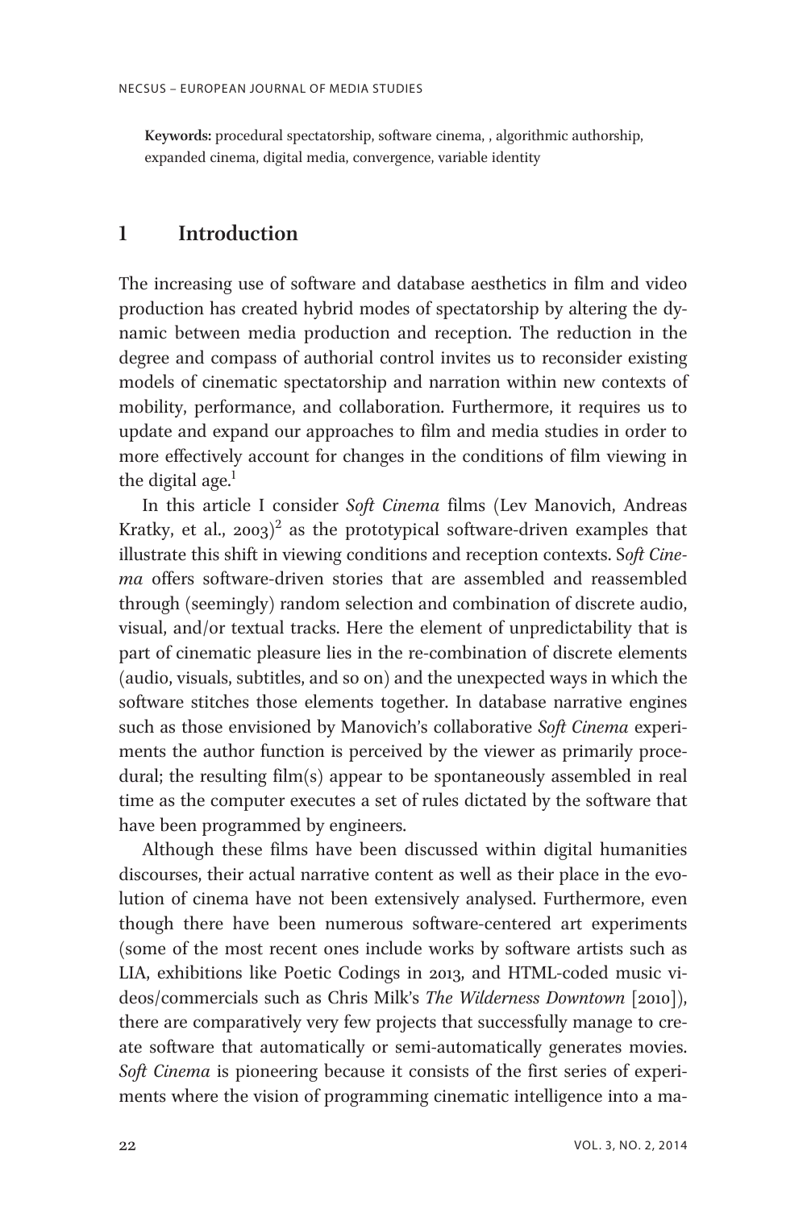**Keywords:** procedural spectatorship, software cinema, , algorithmic authorship, expanded cinema, digital media, convergence, variable identity

## 1 Introduction

The increasing use of software and database aesthetics in film and video production has created hybrid modes of spectatorship by altering the dynamic between media production and reception. The reduction in the degree and compass of authorial control invites us to reconsider existing models of cinematic spectatorship and narration within new contexts of mobility, performance, and collaboration. Furthermore, it requires us to update and expand our approaches to film and media studies in order to more effectively account for changes in the conditions of film viewing in the digital age.[1]

In this article I consider *Soft Cinema* films (Lev Manovich, Andreas Kratky, et al., 2003)[2] as the prototypical software-driven examples that illustrate this shift in viewing conditions and reception contexts. S*oft Cinema* offers software-driven stories that are assembled and reassembled through (seemingly) random selection and combination of discrete audio, visual, and/or textual tracks. Here the element of unpredictability that is part of cinematic pleasure lies in the re-combination of discrete elements (audio, visuals, subtitles, and so on) and the unexpected ways in which the software stitches those elements together. In database narrative engines such as those envisioned by Manovich's collaborative *Soft Cinema* experiments the author function is perceived by the viewer as primarily procedural; the resulting film(s) appear to be spontaneously assembled in real time as the computer executes a set of rules dictated by the software that have been programmed by engineers.

Although these films have been discussed within digital humanities discourses, their actual narrative content as well as their place in the evolution of cinema have not been extensively analysed. Furthermore, even though there have been numerous software-centered art experiments (some of the most recent ones include works by software artists such as LIA, exhibitions like Poetic Codings in 2013, and HTML-coded music videos/commercials such as Chris Milk's *The Wilderness Downtown* [2010]), there are comparatively very few projects that successfully manage to create software that automatically or semi-automatically generates movies. *Soft Cinema* is pioneering because it consists of the first series of experiments where the vision of programming cinematic intelligence into a ma-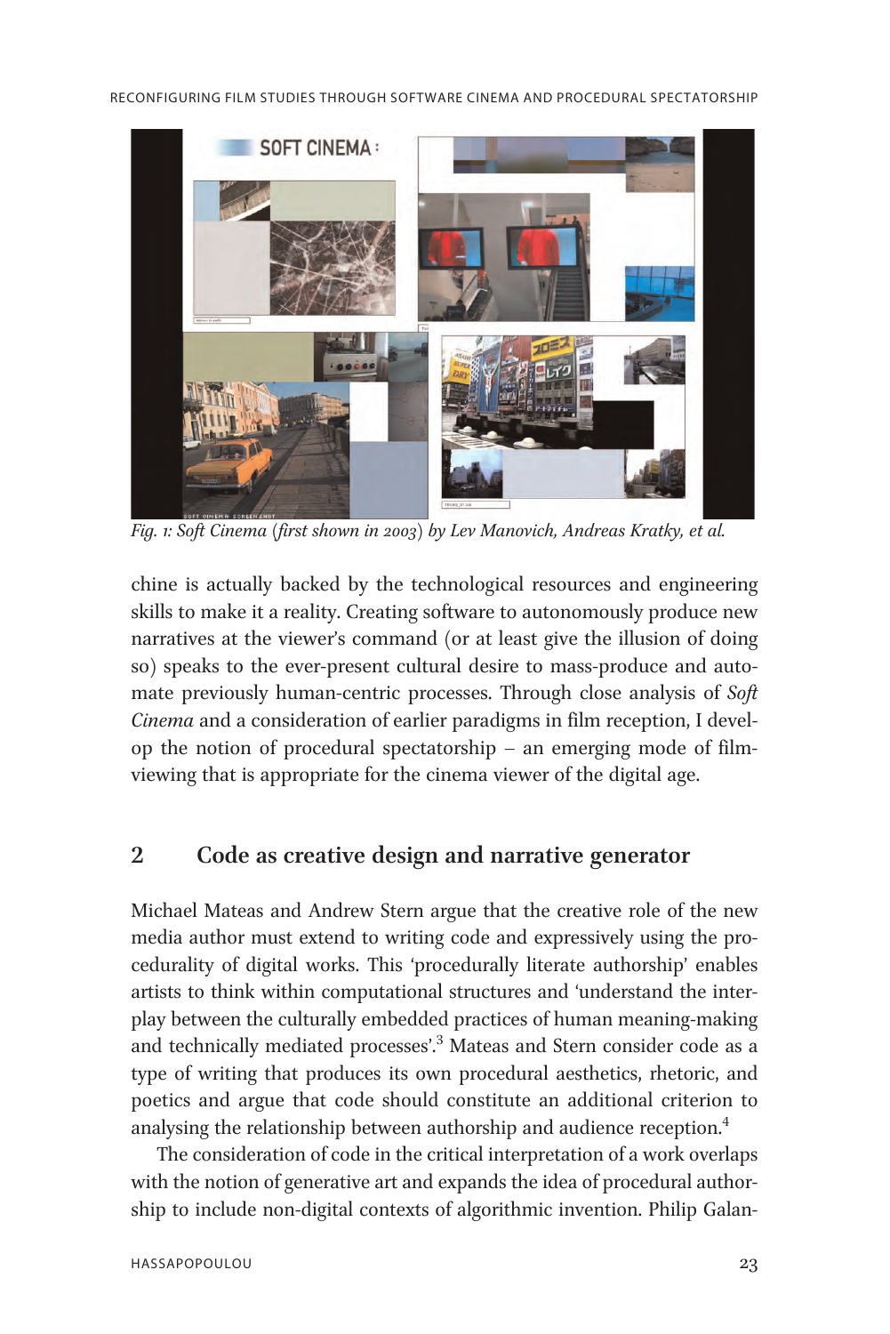*Fig. 1: Soft Cinema (first shown in 2003) by Lev Manovich, Andreas Kratky, et al.*

chine is actually backed by the technological resources and engineering skills to make it a reality. Creating software to autonomously produce new narratives at the viewer's command (or at least give the illusion of doing so) speaks to the ever-present cultural desire to mass-produce and automate previously human-centric processes. Through close analysis of *Soft Cinema* and a consideration of earlier paradigms in film reception, I develop the notion of procedural spectatorship – an emerging mode of film-viewing that is appropriate for the cinema viewer of the digital age.

## 2 Code as creative design and narrative generator

Michael Mateas and Andrew Stern argue that the creative role of the new media author must extend to writing code and expressively using the procedurality of digital works. This 'procedurally literate authorship' enables artists to think within computational structures and 'understand the interplay between the culturally embedded practices of human meaning-making and technically mediated processes'.[3] Mateas and Stern consider code as a type of writing that produces its own procedural aesthetics, rhetoric, and poetics and argue that code should constitute an additional criterion to analysing the relationship between authorship and audience reception.[4]

The consideration of code in the critical interpretation of a work overlaps with the notion of generative art and expands the idea of procedural authorship to include non-digital contexts of algorithmic invention. Philip Galan-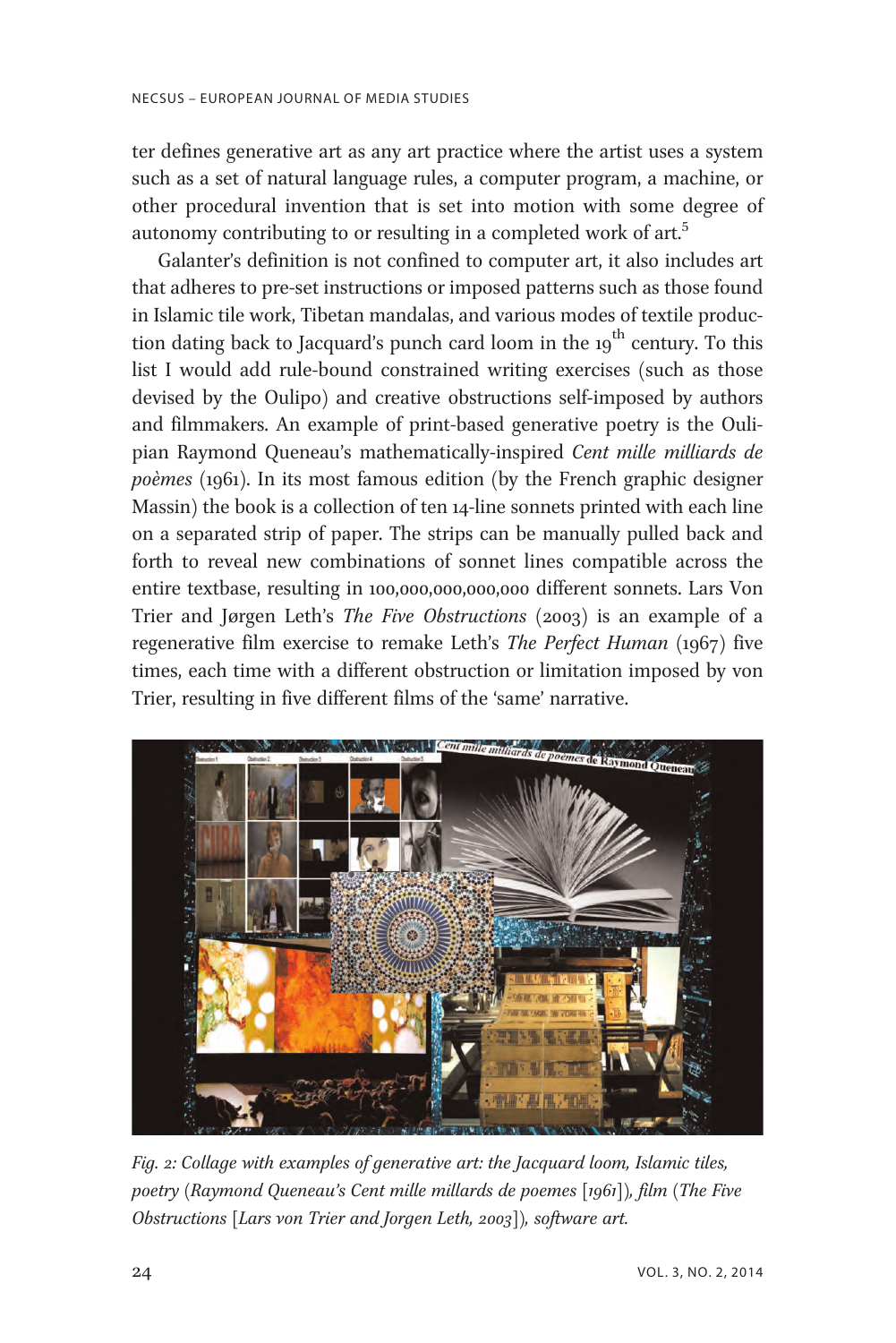ter defines generative art as any art practice where the artist uses a system such as a set of natural language rules, a computer program, a machine, or other procedural invention that is set into motion with some degree of autonomy contributing to or resulting in a completed work of art.[5]

Galanter's definition is not confined to computer art, it also includes art that adheres to pre-set instructions or imposed patterns such as those found in Islamic tile work, Tibetan mandalas, and various modes of textile production dating back to Jacquard's punch card loom in the 19th century. To this list I would add rule-bound constrained writing exercises (such as those devised by the Oulipo) and creative obstructions self-imposed by authors and filmmakers. An example of print-based generative poetry is the Oulipian Raymond Queneau's mathematically-inspired *Cent mille milliards de poèmes* (1961). In its most famous edition (by the French graphic designer Massin) the book is a collection of ten 14-line sonnets printed with each line on a separated strip of paper. The strips can be manually pulled back and forth to reveal new combinations of sonnet lines compatible across the entire textbase, resulting in 100,000,000,000,000 different sonnets. Lars Von Trier and Jørgen Leth's *The Five Obstructions* (2003) is an example of a regenerative film exercise to remake Leth's *The Perfect Human* (1967) five times, each time with a different obstruction or limitation imposed by von Trier, resulting in five different films of the 'same' narrative.

*Fig. 2: Collage with examples of generative art: the Jacquard loom, Islamic tiles, poetry (Raymond Queneau's Cent mille millards de poemes [1961]), film (The Five Obstructions [Lars von Trier and Jorgen Leth, 2003]), software art.*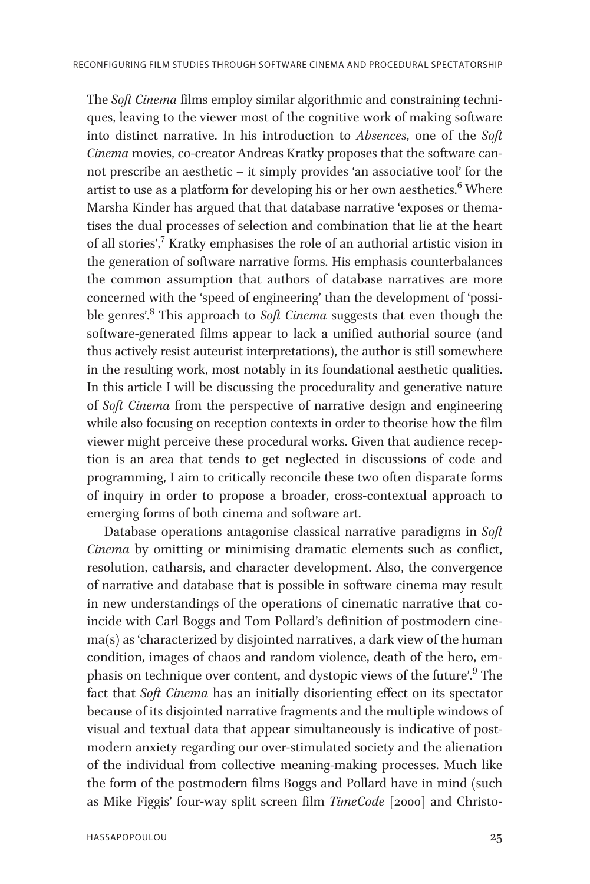The *Soft Cinema* films employ similar algorithmic and constraining techniques, leaving to the viewer most of the cognitive work of making software into distinct narrative. In his introduction to *Absences*, one of the *Soft Cinema* movies, co-creator Andreas Kratky proposes that the software cannot prescribe an aesthetic – it simply provides 'an associative tool' for the artist to use as a platform for developing his or her own aesthetics.[6] Where Marsha Kinder has argued that that database narrative 'exposes or thematises the dual processes of selection and combination that lie at the heart of all stories',[7] Kratky emphasises the role of an authorial artistic vision in the generation of software narrative forms. His emphasis counterbalances the common assumption that authors of database narratives are more concerned with the 'speed of engineering' than the development of 'possible genres'.[8] This approach to *Soft Cinema* suggests that even though the software-generated films appear to lack a unified authorial source (and thus actively resist auteurist interpretations), the author is still somewhere in the resulting work, most notably in its foundational aesthetic qualities. In this article I will be discussing the procedurality and generative nature of *Soft Cinema* from the perspective of narrative design and engineering while also focusing on reception contexts in order to theorise how the film viewer might perceive these procedural works. Given that audience reception is an area that tends to get neglected in discussions of code and programming, I aim to critically reconcile these two often disparate forms of inquiry in order to propose a broader, cross-contextual approach to emerging forms of both cinema and software art.

Database operations antagonise classical narrative paradigms in *Soft Cinema* by omitting or minimising dramatic elements such as conflict, resolution, catharsis, and character development. Also, the convergence of narrative and database that is possible in software cinema may result in new understandings of the operations of cinematic narrative that coincide with Carl Boggs and Tom Pollard's definition of postmodern cinema(s) as 'characterized by disjointed narratives, a dark view of the human condition, images of chaos and random violence, death of the hero, emphasis on technique over content, and dystopic views of the future'.[9] The fact that *Soft Cinema* has an initially disorienting effect on its spectator because of its disjointed narrative fragments and the multiple windows of visual and textual data that appear simultaneously is indicative of postmodern anxiety regarding our over-stimulated society and the alienation of the individual from collective meaning-making processes. Much like the form of the postmodern films Boggs and Pollard have in mind (such as Mike Figgis' four-way split screen film *TimeCode* [2000] and Christo-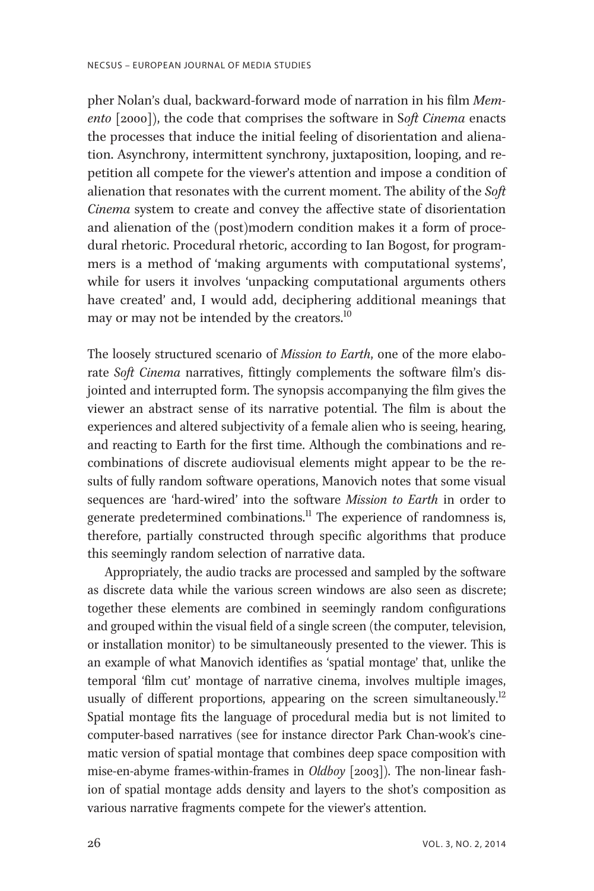pher Nolan's dual, backward-forward mode of narration in his film *Memento* [2000]), the code that comprises the software in *Soft Cinema* enacts the processes that induce the initial feeling of disorientation and alienation. Asynchrony, intermittent synchrony, juxtaposition, looping, and repetition all compete for the viewer's attention and impose a condition of alienation that resonates with the current moment. The ability of the *Soft Cinema* system to create and convey the affective state of disorientation and alienation of the (post)modern condition makes it a form of procedural rhetoric. Procedural rhetoric, according to Ian Bogost, for programmers is a method of 'making arguments with computational systems', while for users it involves 'unpacking computational arguments others have created' and, I would add, deciphering additional meanings that may or may not be intended by the creators.[10]

The loosely structured scenario of *Mission to Earth*, one of the more elaborate *Soft Cinema* narratives, fittingly complements the software film's disjointed and interrupted form. The synopsis accompanying the film gives the viewer an abstract sense of its narrative potential. The film is about the experiences and altered subjectivity of a female alien who is seeing, hearing, and reacting to Earth for the first time. Although the combinations and recombinations of discrete audiovisual elements might appear to be the results of fully random software operations, Manovich notes that some visual sequences are 'hard-wired' into the software *Mission to Earth* in order to generate predetermined combinations.[11] The experience of randomness is, therefore, partially constructed through specific algorithms that produce this seemingly random selection of narrative data.

Appropriately, the audio tracks are processed and sampled by the software as discrete data while the various screen windows are also seen as discrete; together these elements are combined in seemingly random configurations and grouped within the visual field of a single screen (the computer, television, or installation monitor) to be simultaneously presented to the viewer. This is an example of what Manovich identifies as 'spatial montage' that, unlike the temporal 'film cut' montage of narrative cinema, involves multiple images, usually of different proportions, appearing on the screen simultaneously.[12] Spatial montage fits the language of procedural media but is not limited to computer-based narratives (see for instance director Park Chan-wook's cinematic version of spatial montage that combines deep space composition with mise-en-abyme frames-within-frames in *Oldboy* [2003]). The non-linear fashion of spatial montage adds density and layers to the shot's composition as various narrative fragments compete for the viewer's attention.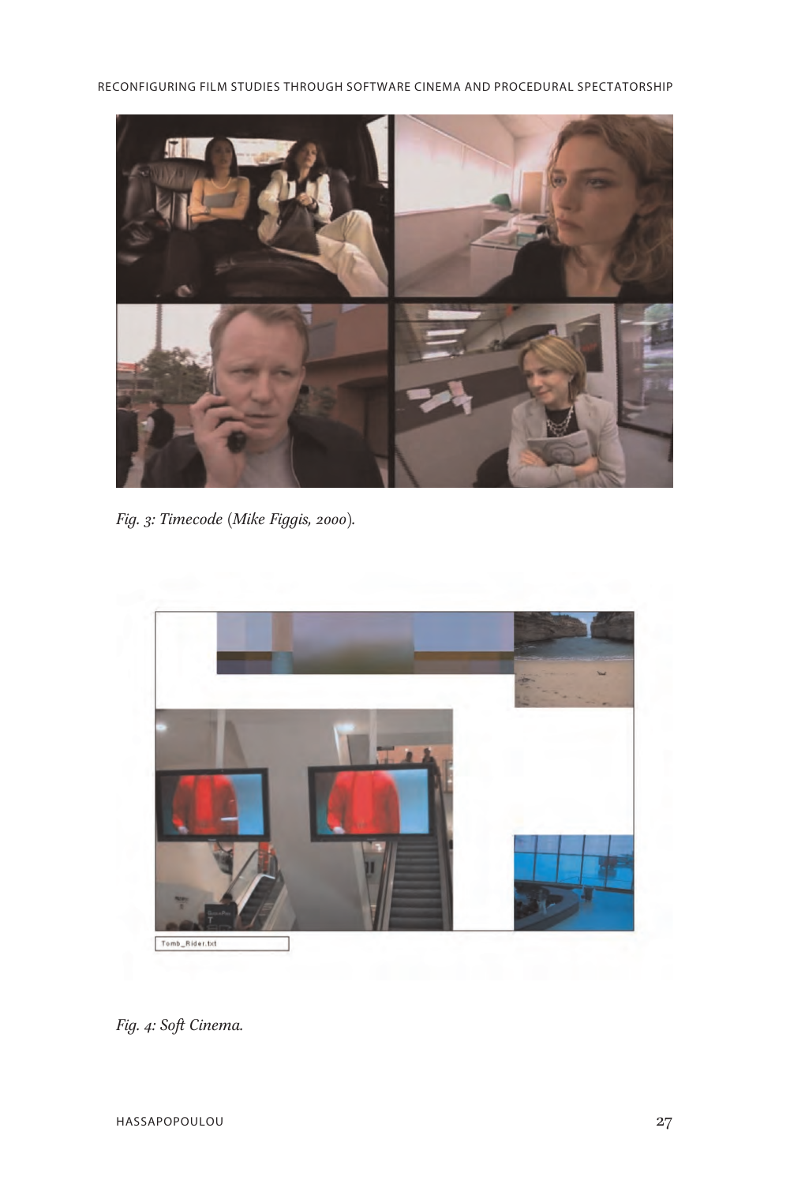*Fig. 3: Timecode (Mike Figgis, 2000).*

*Fig. 4: Soft Cinema.*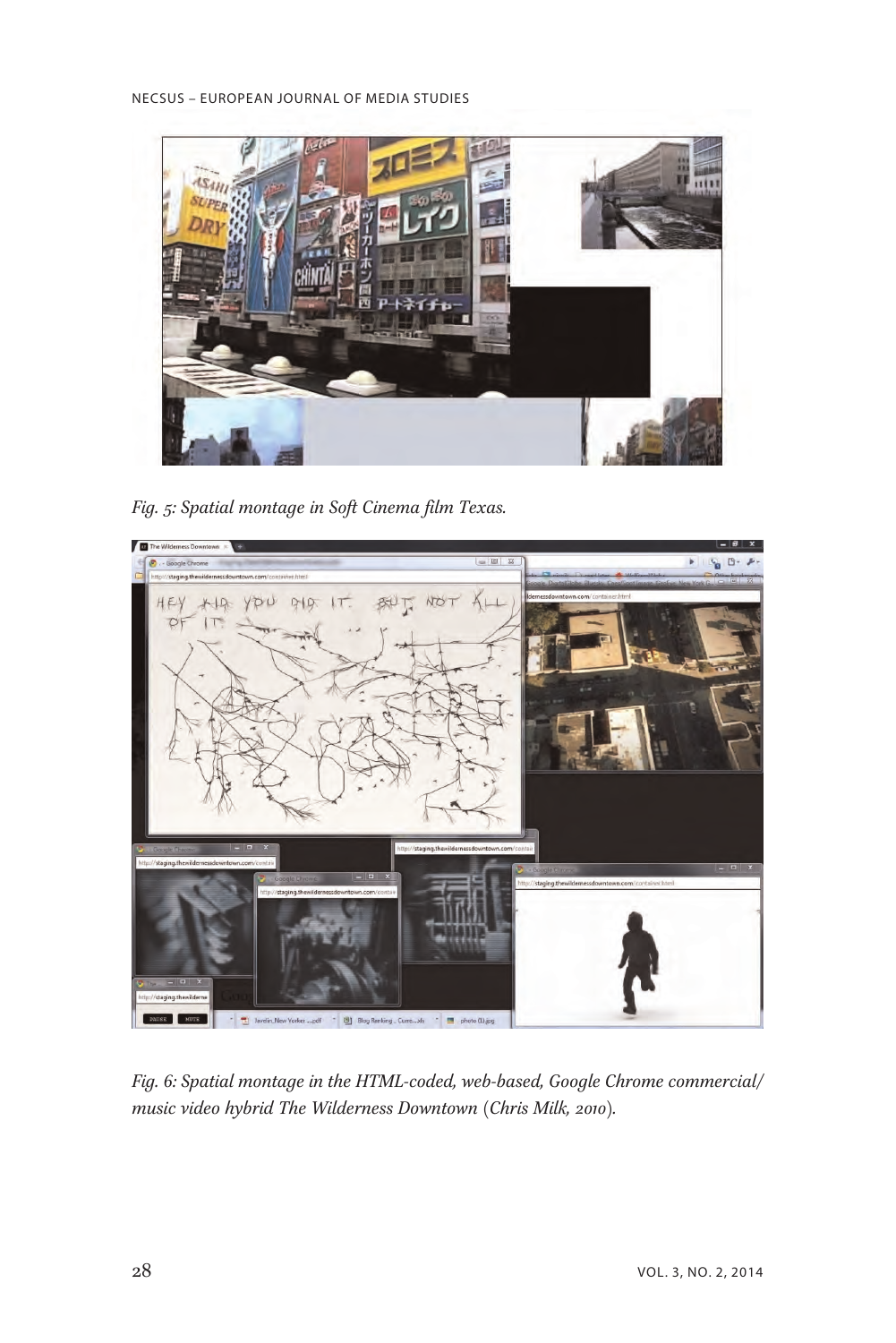*Fig. 5: Spatial montage in Soft Cinema film Texas.*

*Fig. 6: Spatial montage in the HTML-coded, web-based, Google Chrome commercial/ music video hybrid The Wilderness Downtown (Chris Milk, 2010).*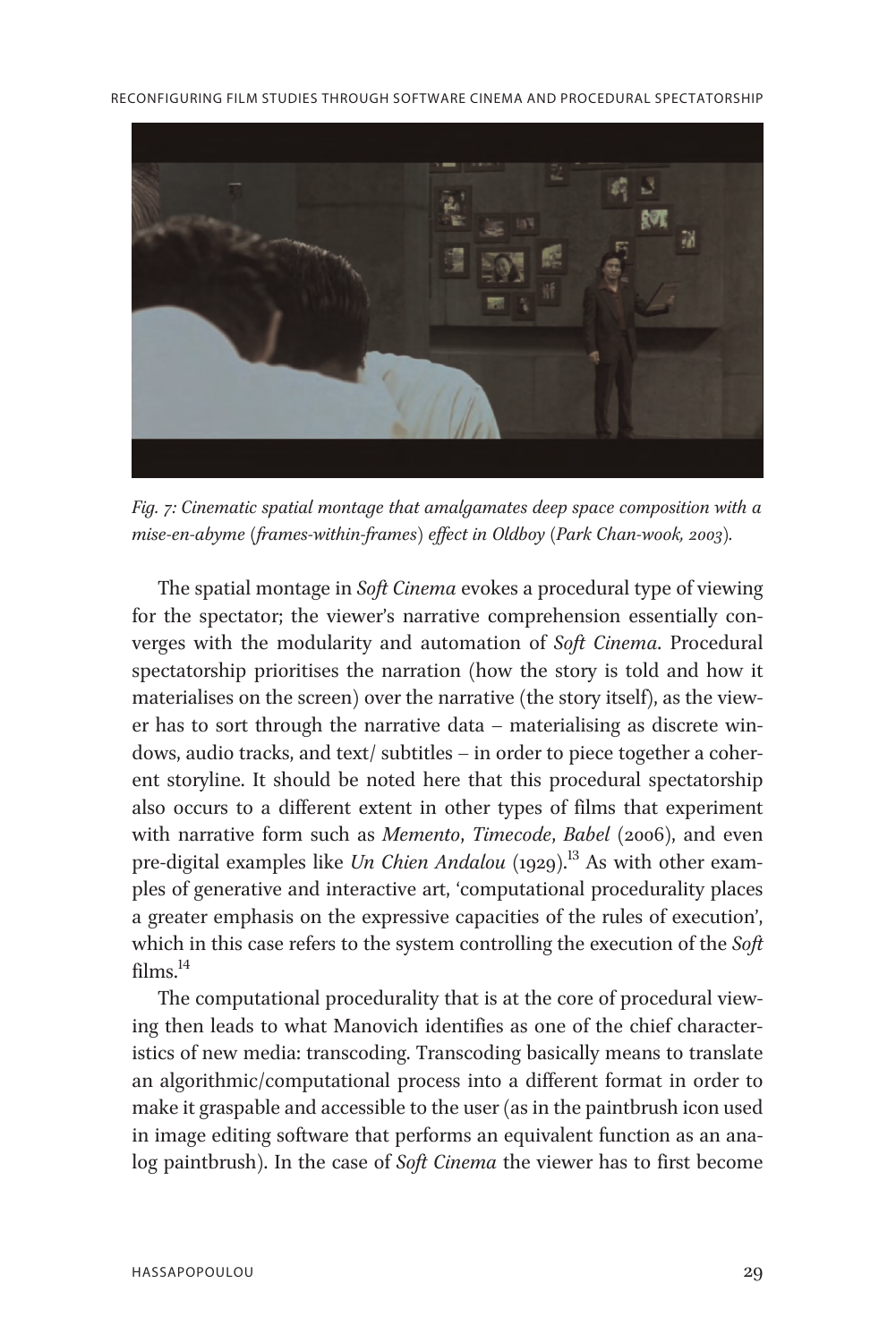*Fig. 7: Cinematic spatial montage that amalgamates deep space composition with a mise-en-abyme (frames-within-frames) effect in Oldboy (Park Chan-wook, 2003).*

The spatial montage in *Soft Cinema* evokes a procedural type of viewing for the spectator; the viewer's narrative comprehension essentially converges with the modularity and automation of *Soft Cinema*. Procedural spectatorship prioritises the narration (how the story is told and how it materialises on the screen) over the narrative (the story itself), as the viewer has to sort through the narrative data – materialising as discrete windows, audio tracks, and text/ subtitles – in order to piece together a coherent storyline. It should be noted here that this procedural spectatorship also occurs to a different extent in other types of films that experiment with narrative form such as *Memento*, *Timecode*, *Babel* (2006), and even pre-digital examples like *Un Chien Andalou* (1929).[13] As with other examples of generative and interactive art, 'computational procedurality places a greater emphasis on the expressive capacities of the rules of execution', which in this case refers to the system controlling the execution of the *Soft* films.[14]

The computational procedurality that is at the core of procedural viewing then leads to what Manovich identifies as one of the chief characteristics of new media: transcoding. Transcoding basically means to translate an algorithmic/computational process into a different format in order to make it graspable and accessible to the user (as in the paintbrush icon used in image editing software that performs an equivalent function as an analog paintbrush). In the case of *Soft Cinema* the viewer has to first become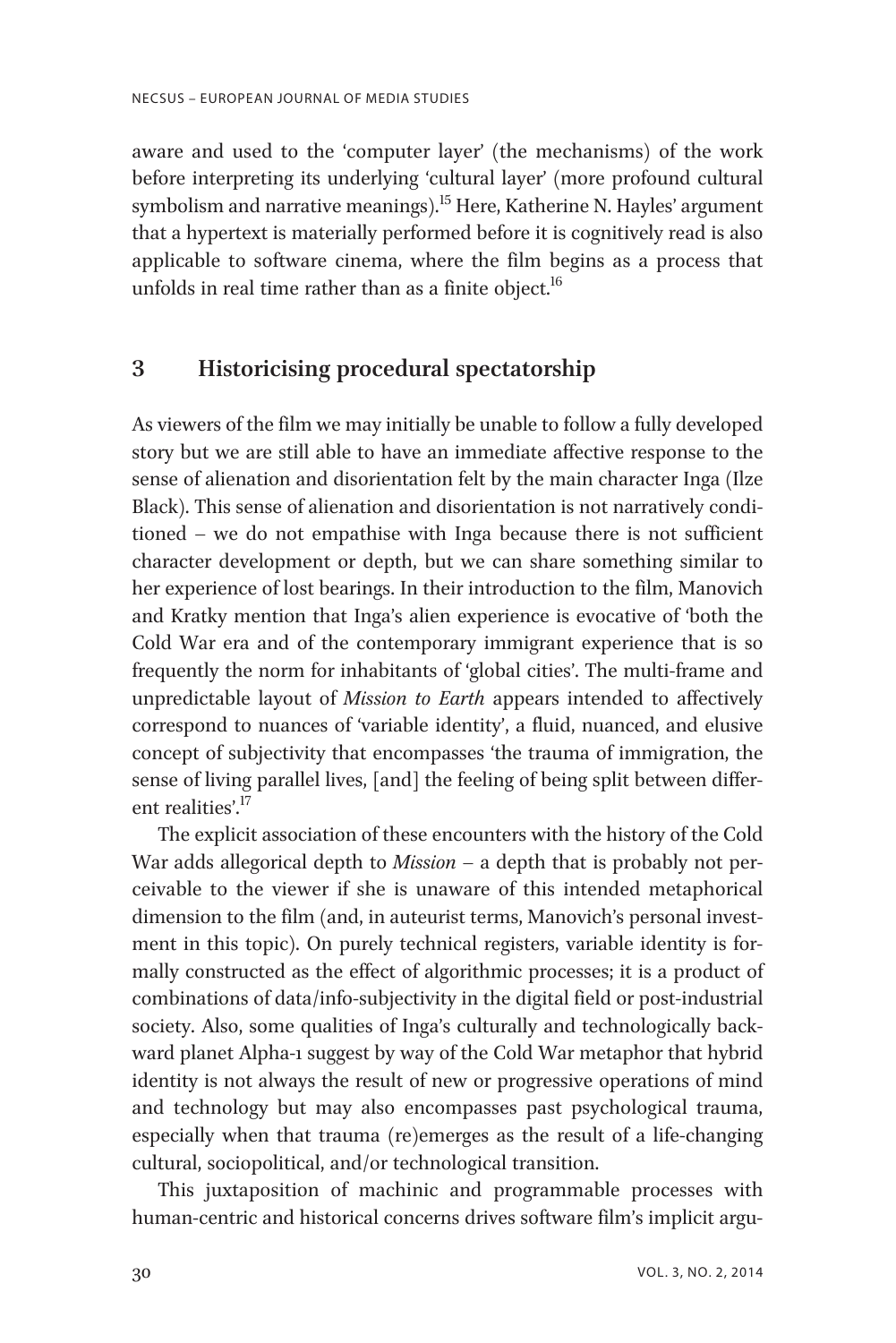aware and used to the 'computer layer' (the mechanisms) of the work before interpreting its underlying 'cultural layer' (more profound cultural symbolism and narrative meanings).[15] Here, Katherine N. Hayles' argument that a hypertext is materially performed before it is cognitively read is also applicable to software cinema, where the film begins as a process that unfolds in real time rather than as a finite object.[16]

## 3 Historicising procedural spectatorship

As viewers of the film we may initially be unable to follow a fully developed story but we are still able to have an immediate affective response to the sense of alienation and disorientation felt by the main character Inga (Ilze Black). This sense of alienation and disorientation is not narratively conditioned – we do not empathise with Inga because there is not sufficient character development or depth, but we can share something similar to her experience of lost bearings. In their introduction to the film, Manovich and Kratky mention that Inga's alien experience is evocative of 'both the Cold War era and of the contemporary immigrant experience that is so frequently the norm for inhabitants of 'global cities'. The multi-frame and unpredictable layout of *Mission to Earth* appears intended to affectively correspond to nuances of 'variable identity', a fluid, nuanced, and elusive concept of subjectivity that encompasses 'the trauma of immigration, the sense of living parallel lives, [and] the feeling of being split between different realities'.[17]

The explicit association of these encounters with the history of the Cold War adds allegorical depth to *Mission* – a depth that is probably not perceivable to the viewer if she is unaware of this intended metaphorical dimension to the film (and, in auteurist terms, Manovich's personal investment in this topic). On purely technical registers, variable identity is formally constructed as the effect of algorithmic processes; it is a product of combinations of data/info-subjectivity in the digital field or post-industrial society. Also, some qualities of Inga's culturally and technologically backward planet Alpha-1 suggest by way of the Cold War metaphor that hybrid identity is not always the result of new or progressive operations of mind and technology but may also encompasses past psychological trauma, especially when that trauma (re)emerges as the result of a life-changing cultural, sociopolitical, and/or technological transition.

This juxtaposition of machinic and programmable processes with human-centric and historical concerns drives software film's implicit argu-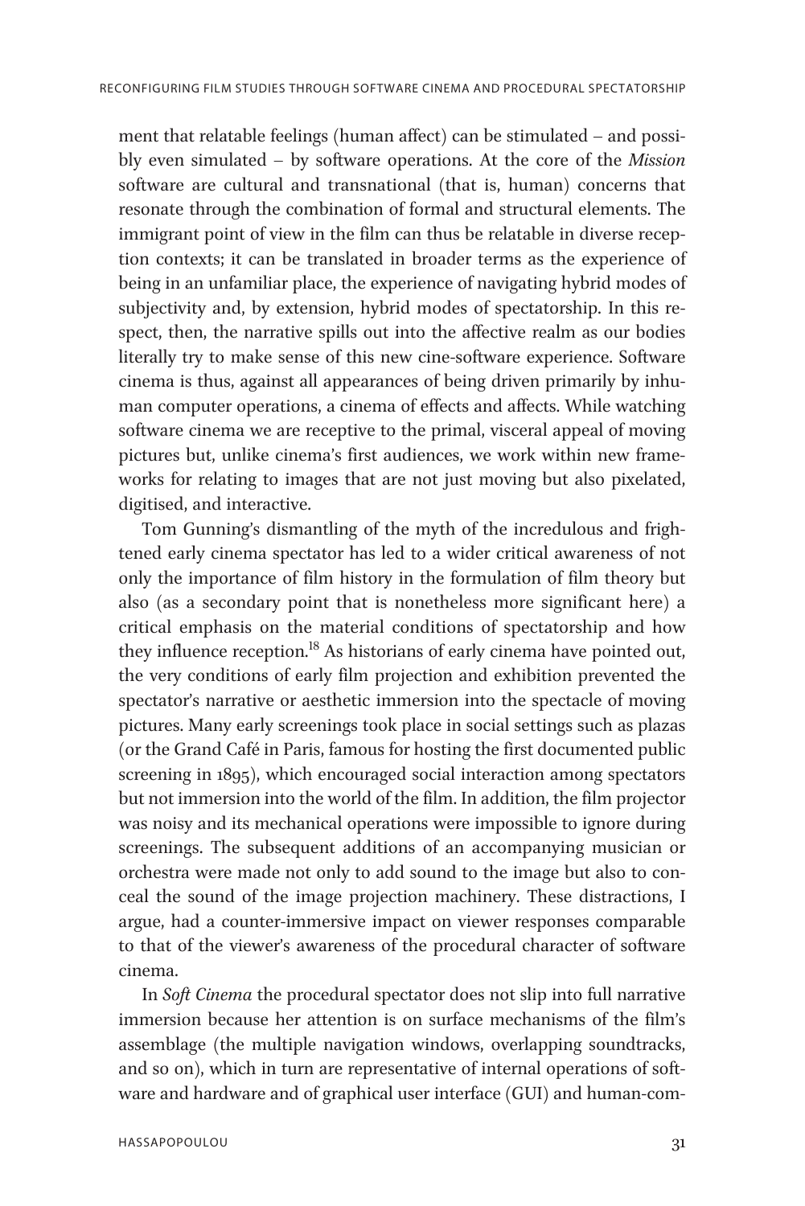ment that relatable feelings (human affect) can be stimulated – and possibly even simulated – by software operations. At the core of the *Mission* software are cultural and transnational (that is, human) concerns that resonate through the combination of formal and structural elements. The immigrant point of view in the film can thus be relatable in diverse reception contexts; it can be translated in broader terms as the experience of being in an unfamiliar place, the experience of navigating hybrid modes of subjectivity and, by extension, hybrid modes of spectatorship. In this respect, then, the narrative spills out into the affective realm as our bodies literally try to make sense of this new cine-software experience. Software cinema is thus, against all appearances of being driven primarily by inhuman computer operations, a cinema of effects and affects. While watching software cinema we are receptive to the primal, visceral appeal of moving pictures but, unlike cinema's first audiences, we work within new frameworks for relating to images that are not just moving but also pixelated, digitised, and interactive.

Tom Gunning's dismantling of the myth of the incredulous and frightened early cinema spectator has led to a wider critical awareness of not only the importance of film history in the formulation of film theory but also (as a secondary point that is nonetheless more significant here) a critical emphasis on the material conditions of spectatorship and how they influence reception.[18] As historians of early cinema have pointed out, the very conditions of early film projection and exhibition prevented the spectator's narrative or aesthetic immersion into the spectacle of moving pictures. Many early screenings took place in social settings such as plazas (or the Grand Café in Paris, famous for hosting the first documented public screening in 1895), which encouraged social interaction among spectators but not immersion into the world of the film. In addition, the film projector was noisy and its mechanical operations were impossible to ignore during screenings. The subsequent additions of an accompanying musician or orchestra were made not only to add sound to the image but also to conceal the sound of the image projection machinery. These distractions, I argue, had a counter-immersive impact on viewer responses comparable to that of the viewer's awareness of the procedural character of software cinema.

In *Soft Cinema* the procedural spectator does not slip into full narrative immersion because her attention is on surface mechanisms of the film's assemblage (the multiple navigation windows, overlapping soundtracks, and so on), which in turn are representative of internal operations of software and hardware and of graphical user interface (GUI) and human-com-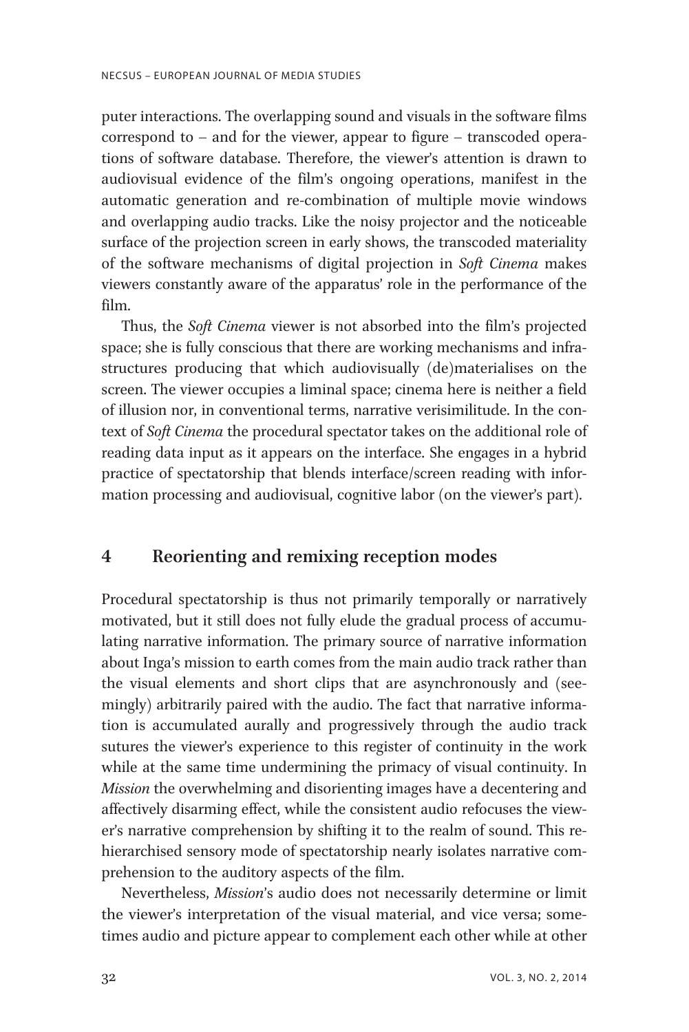puter interactions. The overlapping sound and visuals in the software films correspond to – and for the viewer, appear to figure – transcoded operations of software database. Therefore, the viewer's attention is drawn to audiovisual evidence of the film's ongoing operations, manifest in the automatic generation and re-combination of multiple movie windows and overlapping audio tracks. Like the noisy projector and the noticeable surface of the projection screen in early shows, the transcoded materiality of the software mechanisms of digital projection in *Soft Cinema* makes viewers constantly aware of the apparatus' role in the performance of the film.

Thus, the *Soft Cinema* viewer is not absorbed into the film's projected space; she is fully conscious that there are working mechanisms and infrastructures producing that which audiovisually (de)materialises on the screen. The viewer occupies a liminal space; cinema here is neither a field of illusion nor, in conventional terms, narrative verisimilitude. In the context of *Soft Cinema* the procedural spectator takes on the additional role of reading data input as it appears on the interface. She engages in a hybrid practice of spectatorship that blends interface/screen reading with information processing and audiovisual, cognitive labor (on the viewer's part).

## 4 Reorienting and remixing reception modes

Procedural spectatorship is thus not primarily temporally or narratively motivated, but it still does not fully elude the gradual process of accumulating narrative information. The primary source of narrative information about Inga's mission to earth comes from the main audio track rather than the visual elements and short clips that are asynchronously and (seemingly) arbitrarily paired with the audio. The fact that narrative information is accumulated aurally and progressively through the audio track sutures the viewer's experience to this register of continuity in the work while at the same time undermining the primacy of visual continuity. In *Mission* the overwhelming and disorienting images have a decentering and affectively disarming effect, while the consistent audio refocuses the viewer's narrative comprehension by shifting it to the realm of sound. This rehierarchised sensory mode of spectatorship nearly isolates narrative comprehension to the auditory aspects of the film.

Nevertheless, *Mission*'s audio does not necessarily determine or limit the viewer's interpretation of the visual material, and vice versa; sometimes audio and picture appear to complement each other while at other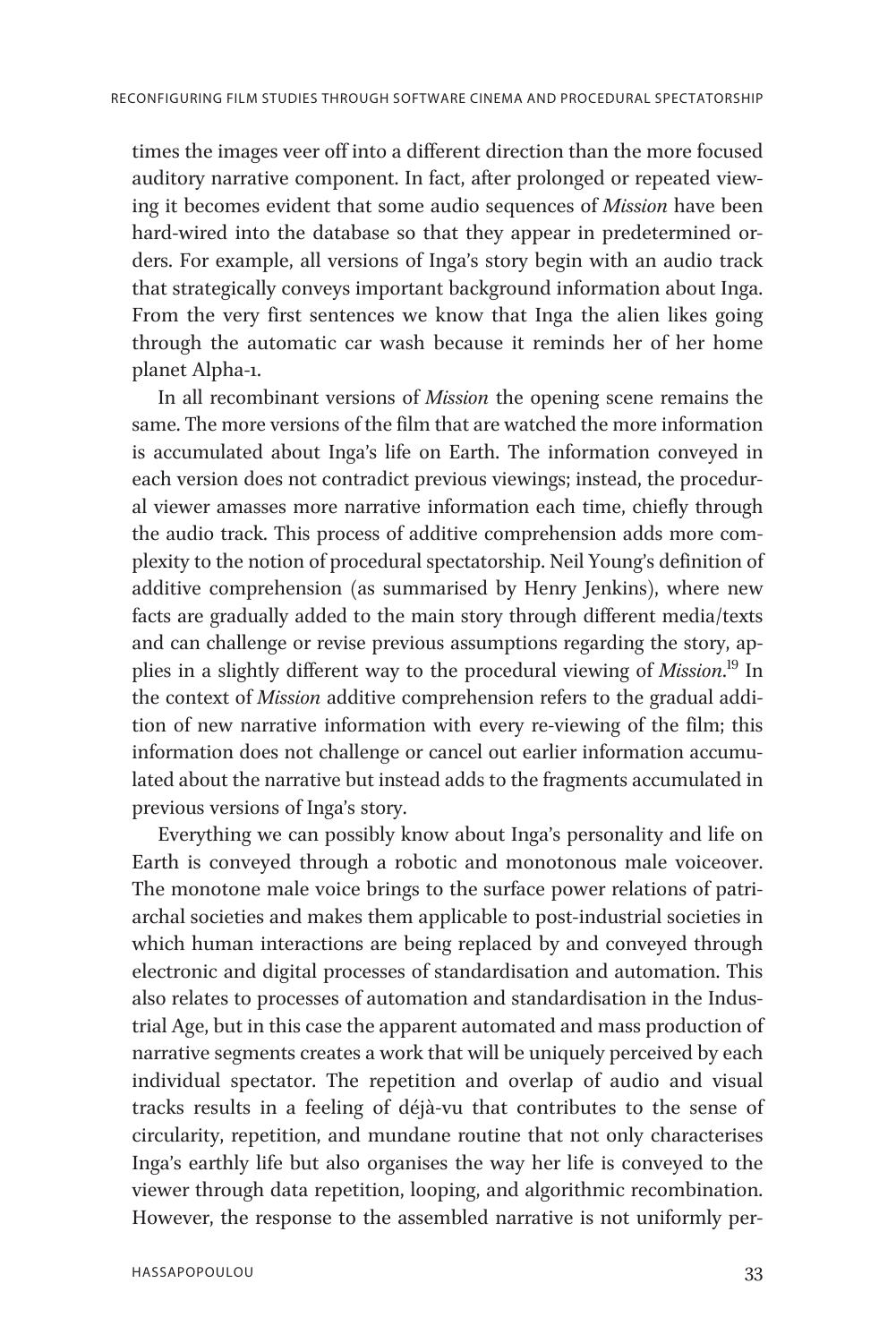times the images veer off into a different direction than the more focused auditory narrative component. In fact, after prolonged or repeated viewing it becomes evident that some audio sequences of *Mission* have been hard-wired into the database so that they appear in predetermined orders. For example, all versions of Inga's story begin with an audio track that strategically conveys important background information about Inga. From the very first sentences we know that Inga the alien likes going through the automatic car wash because it reminds her of her home planet Alpha-1.

In all recombinant versions of *Mission* the opening scene remains the same. The more versions of the film that are watched the more information is accumulated about Inga's life on Earth. The information conveyed in each version does not contradict previous viewings; instead, the procedural viewer amasses more narrative information each time, chiefly through the audio track. This process of additive comprehension adds more complexity to the notion of procedural spectatorship. Neil Young's definition of additive comprehension (as summarised by Henry Jenkins), where new facts are gradually added to the main story through different media/texts and can challenge or revise previous assumptions regarding the story, applies in a slightly different way to the procedural viewing of *Mission*.[19] In the context of *Mission* additive comprehension refers to the gradual addition of new narrative information with every re-viewing of the film; this information does not challenge or cancel out earlier information accumulated about the narrative but instead adds to the fragments accumulated in previous versions of Inga's story.

Everything we can possibly know about Inga's personality and life on Earth is conveyed through a robotic and monotonous male voiceover. The monotone male voice brings to the surface power relations of patriarchal societies and makes them applicable to post-industrial societies in which human interactions are being replaced by and conveyed through electronic and digital processes of standardisation and automation. This also relates to processes of automation and standardisation in the Industrial Age, but in this case the apparent automated and mass production of narrative segments creates a work that will be uniquely perceived by each individual spectator. The repetition and overlap of audio and visual tracks results in a feeling of déjà-vu that contributes to the sense of circularity, repetition, and mundane routine that not only characterises Inga's earthly life but also organises the way her life is conveyed to the viewer through data repetition, looping, and algorithmic recombination. However, the response to the assembled narrative is not uniformly per-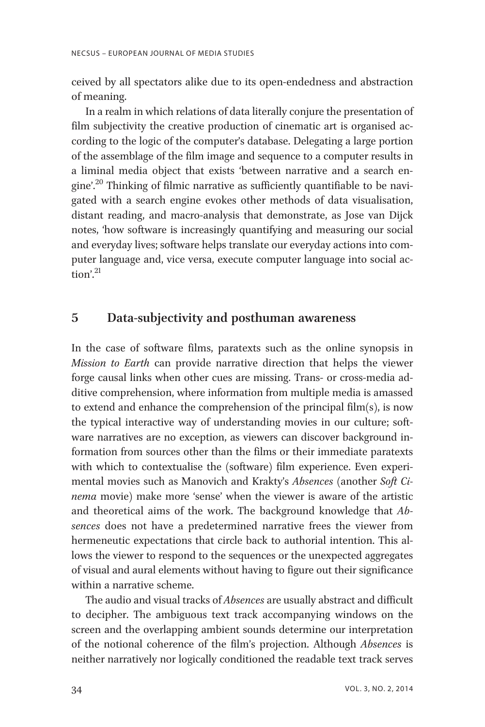ceived by all spectators alike due to its open-endedness and abstraction of meaning.

In a realm in which relations of data literally conjure the presentation of film subjectivity the creative production of cinematic art is organised according to the logic of the computer's database. Delegating a large portion of the assemblage of the film image and sequence to a computer results in a liminal media object that exists 'between narrative and a search engine'.[20] Thinking of filmic narrative as sufficiently quantifiable to be navigated with a search engine evokes other methods of data visualisation, distant reading, and macro-analysis that demonstrate, as Jose van Dijck notes, 'how software is increasingly quantifying and measuring our social and everyday lives; software helps translate our everyday actions into computer language and, vice versa, execute computer language into social action'.[21]

## 5 Data-subjectivity and posthuman awareness

In the case of software films, paratexts such as the online synopsis in *Mission to Earth* can provide narrative direction that helps the viewer forge causal links when other cues are missing. Trans- or cross-media additive comprehension, where information from multiple media is amassed to extend and enhance the comprehension of the principal film(s), is now the typical interactive way of understanding movies in our culture; software narratives are no exception, as viewers can discover background information from sources other than the films or their immediate paratexts with which to contextualise the (software) film experience. Even experimental movies such as Manovich and Krakty's *Absences* (another *Soft Cinema* movie) make more 'sense' when the viewer is aware of the artistic and theoretical aims of the work. The background knowledge that *Absences* does not have a predetermined narrative frees the viewer from hermeneutic expectations that circle back to authorial intention. This allows the viewer to respond to the sequences or the unexpected aggregates of visual and aural elements without having to figure out their significance within a narrative scheme.

The audio and visual tracks of *Absences* are usually abstract and difficult to decipher. The ambiguous text track accompanying windows on the screen and the overlapping ambient sounds determine our interpretation of the notional coherence of the film's projection. Although *Absences* is neither narratively nor logically conditioned the readable text track serves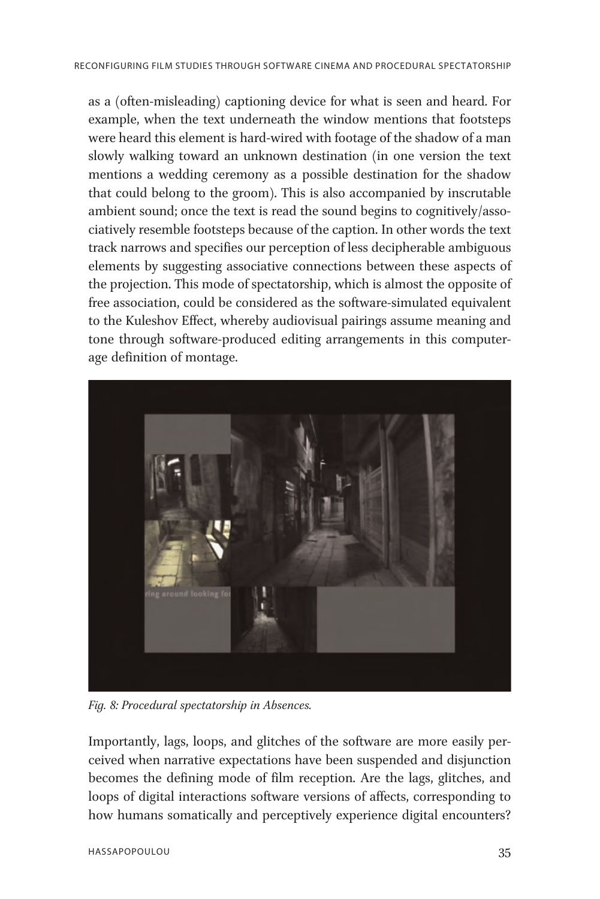as a (often-misleading) captioning device for what is seen and heard. For example, when the text underneath the window mentions that footsteps were heard this element is hard-wired with footage of the shadow of a man slowly walking toward an unknown destination (in one version the text mentions a wedding ceremony as a possible destination for the shadow that could belong to the groom). This is also accompanied by inscrutable ambient sound; once the text is read the sound begins to cognitively/associatively resemble footsteps because of the caption. In other words the text track narrows and specifies our perception of less decipherable ambiguous elements by suggesting associative connections between these aspects of the projection. This mode of spectatorship, which is almost the opposite of free association, could be considered as the software-simulated equivalent to the Kuleshov Effect, whereby audiovisual pairings assume meaning and tone through software-produced editing arrangements in this computer-age definition of montage.

*Fig. 8: Procedural spectatorship in Absences.*

Importantly, lags, loops, and glitches of the software are more easily perceived when narrative expectations have been suspended and disjunction becomes the defining mode of film reception. Are the lags, glitches, and loops of digital interactions software versions of affects, corresponding to how humans somatically and perceptively experience digital encounters?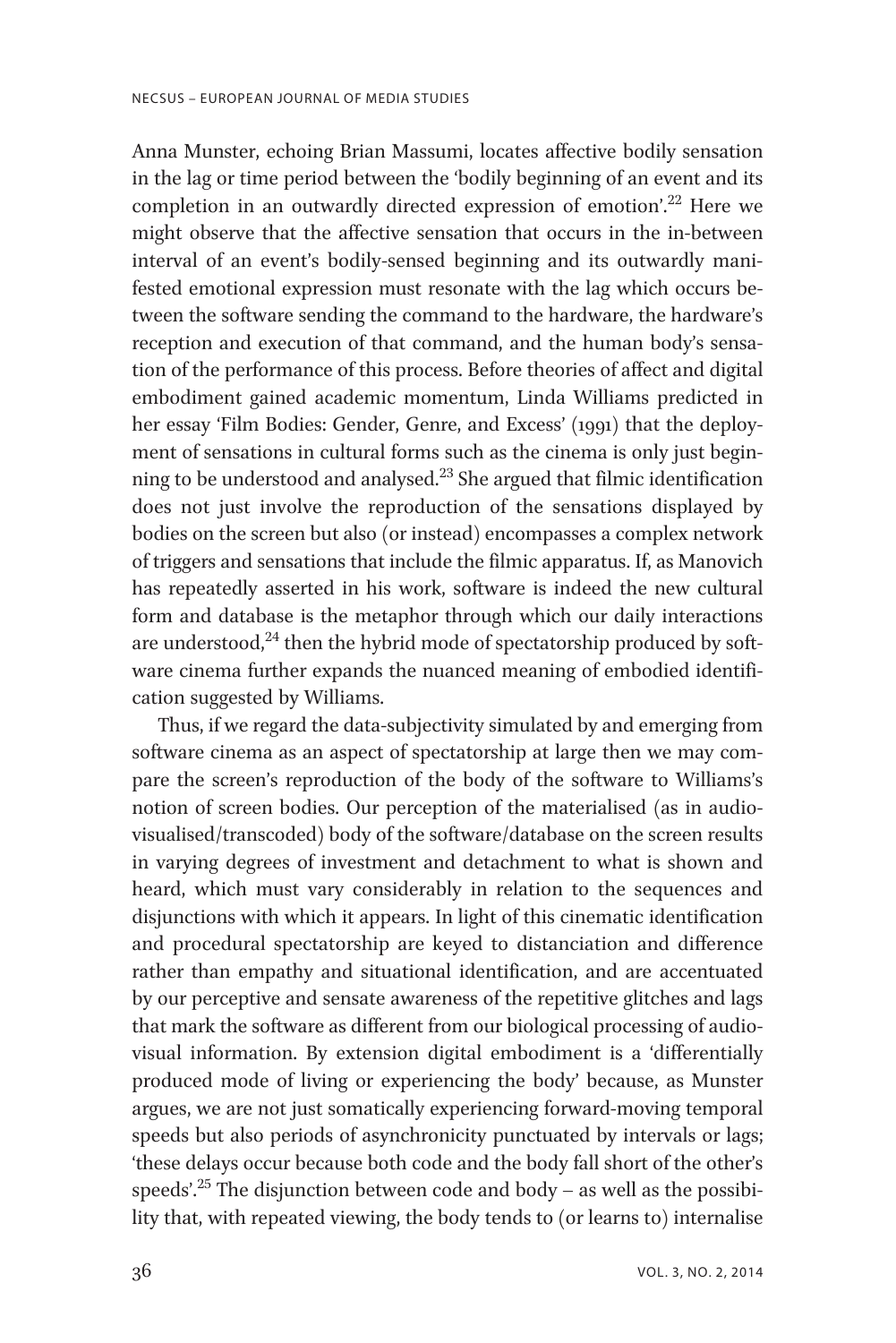Anna Munster, echoing Brian Massumi, locates affective bodily sensation in the lag or time period between the 'bodily beginning of an event and its completion in an outwardly directed expression of emotion'.[22] Here we might observe that the affective sensation that occurs in the in-between interval of an event's bodily-sensed beginning and its outwardly manifested emotional expression must resonate with the lag which occurs between the software sending the command to the hardware, the hardware's reception and execution of that command, and the human body's sensation of the performance of this process. Before theories of affect and digital embodiment gained academic momentum, Linda Williams predicted in her essay 'Film Bodies: Gender, Genre, and Excess' (1991) that the deployment of sensations in cultural forms such as the cinema is only just beginning to be understood and analysed.[23] She argued that filmic identification does not just involve the reproduction of the sensations displayed by bodies on the screen but also (or instead) encompasses a complex network of triggers and sensations that include the filmic apparatus. If, as Manovich has repeatedly asserted in his work, software is indeed the new cultural form and database is the metaphor through which our daily interactions are understood,[24] then the hybrid mode of spectatorship produced by software cinema further expands the nuanced meaning of embodied identification suggested by Williams.

Thus, if we regard the data-subjectivity simulated by and emerging from software cinema as an aspect of spectatorship at large then we may compare the screen's reproduction of the body of the software to Williams's notion of screen bodies. Our perception of the materialised (as in audiovisualised/transcoded) body of the software/database on the screen results in varying degrees of investment and detachment to what is shown and heard, which must vary considerably in relation to the sequences and disjunctions with which it appears. In light of this cinematic identification and procedural spectatorship are keyed to distanciation and difference rather than empathy and situational identification, and are accentuated by our perceptive and sensate awareness of the repetitive glitches and lags that mark the software as different from our biological processing of audiovisual information. By extension digital embodiment is a 'differentially produced mode of living or experiencing the body' because, as Munster argues, we are not just somatically experiencing forward-moving temporal speeds but also periods of asynchronicity punctuated by intervals or lags; 'these delays occur because both code and the body fall short of the other's speeds'.[25] The disjunction between code and body – as well as the possibility that, with repeated viewing, the body tends to (or learns to) internalise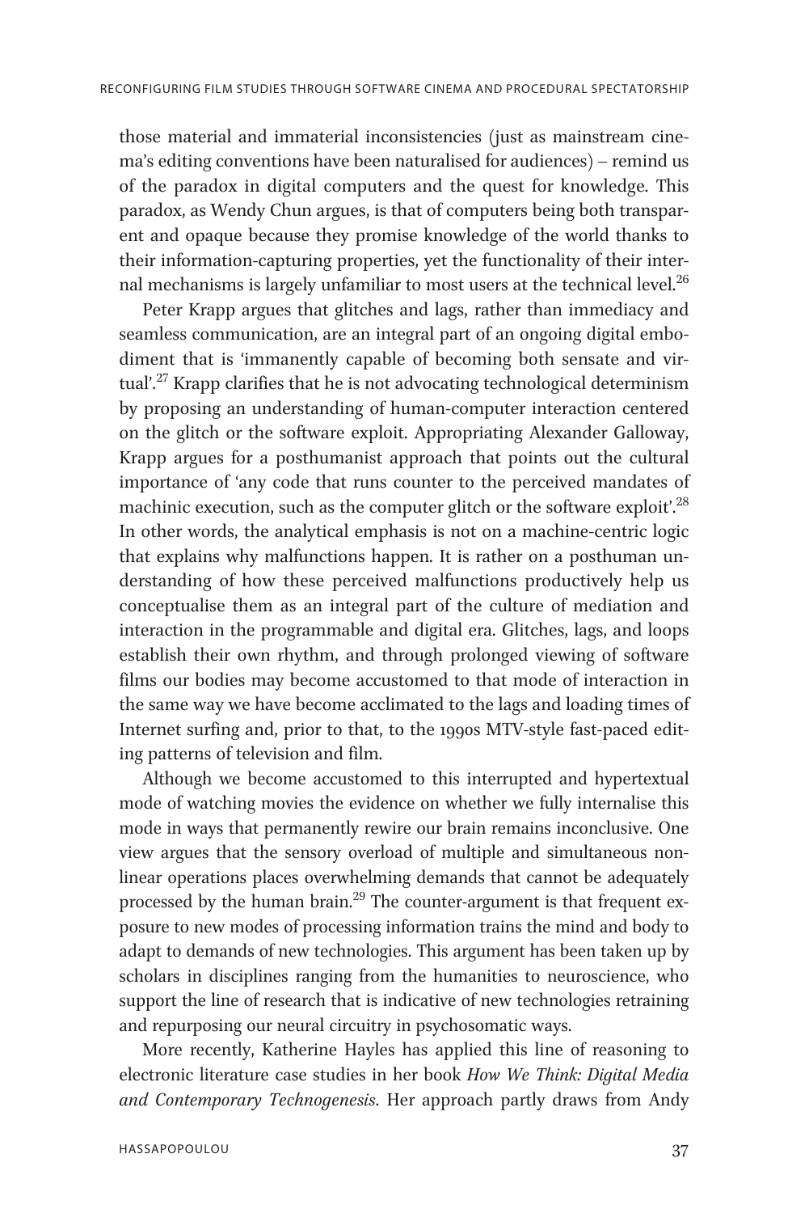those material and immaterial inconsistencies (just as mainstream cinema's editing conventions have been naturalised for audiences) – remind us of the paradox in digital computers and the quest for knowledge. This paradox, as Wendy Chun argues, is that of computers being both transparent and opaque because they promise knowledge of the world thanks to their information-capturing properties, yet the functionality of their internal mechanisms is largely unfamiliar to most users at the technical level.[26]

Peter Krapp argues that glitches and lags, rather than immediacy and seamless communication, are an integral part of an ongoing digital embodiment that is 'immanently capable of becoming both sensate and virtual'.[27] Krapp clarifies that he is not advocating technological determinism by proposing an understanding of human-computer interaction centered on the glitch or the software exploit. Appropriating Alexander Galloway, Krapp argues for a posthumanist approach that points out the cultural importance of 'any code that runs counter to the perceived mandates of machinic execution, such as the computer glitch or the software exploit'.[28] In other words, the analytical emphasis is not on a machine-centric logic that explains why malfunctions happen. It is rather on a posthuman understanding of how these perceived malfunctions productively help us conceptualise them as an integral part of the culture of mediation and interaction in the programmable and digital era. Glitches, lags, and loops establish their own rhythm, and through prolonged viewing of software films our bodies may become accustomed to that mode of interaction in the same way we have become acclimated to the lags and loading times of Internet surfing and, prior to that, to the 1990s MTV-style fast-paced editing patterns of television and film.

Although we become accustomed to this interrupted and hypertextual mode of watching movies the evidence on whether we fully internalise this mode in ways that permanently rewire our brain remains inconclusive. One view argues that the sensory overload of multiple and simultaneous nonlinear operations places overwhelming demands that cannot be adequately processed by the human brain.[29] The counter-argument is that frequent exposure to new modes of processing information trains the mind and body to adapt to demands of new technologies. This argument has been taken up by scholars in disciplines ranging from the humanities to neuroscience, who support the line of research that is indicative of new technologies retraining and repurposing our neural circuitry in psychosomatic ways.

More recently, Katherine Hayles has applied this line of reasoning to electronic literature case studies in her book *How We Think: Digital Media and Contemporary Technogenesis*. Her approach partly draws from Andy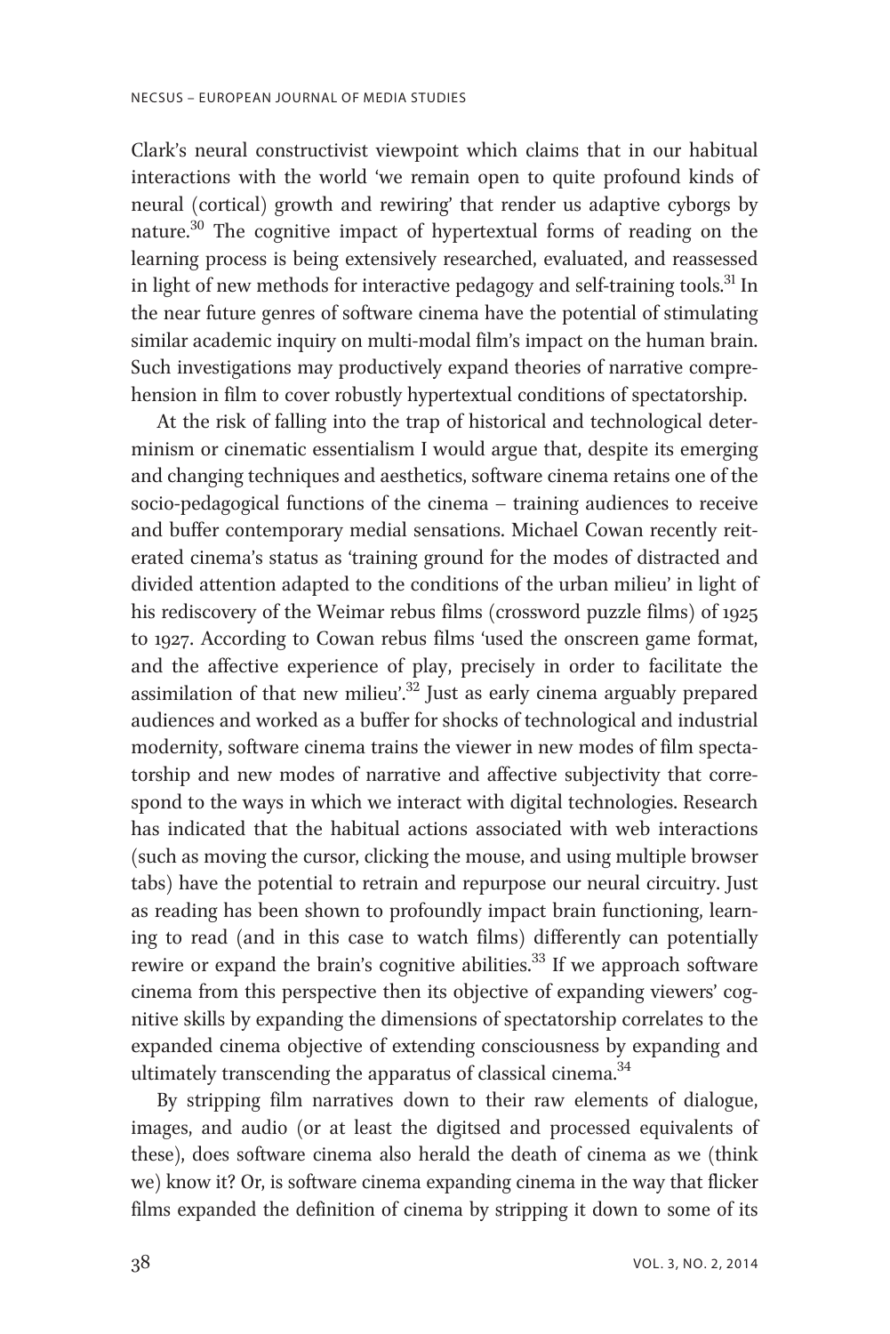Clark's neural constructivist viewpoint which claims that in our habitual interactions with the world 'we remain open to quite profound kinds of neural (cortical) growth and rewiring' that render us adaptive cyborgs by nature.[30] The cognitive impact of hypertextual forms of reading on the learning process is being extensively researched, evaluated, and reassessed in light of new methods for interactive pedagogy and self-training tools.[31] In the near future genres of software cinema have the potential of stimulating similar academic inquiry on multi-modal film's impact on the human brain. Such investigations may productively expand theories of narrative comprehension in film to cover robustly hypertextual conditions of spectatorship.

At the risk of falling into the trap of historical and technological determinism or cinematic essentialism I would argue that, despite its emerging and changing techniques and aesthetics, software cinema retains one of the socio-pedagogical functions of the cinema – training audiences to receive and buffer contemporary medial sensations. Michael Cowan recently reiterated cinema's status as 'training ground for the modes of distracted and divided attention adapted to the conditions of the urban milieu' in light of his rediscovery of the Weimar rebus films (crossword puzzle films) of 1925 to 1927. According to Cowan rebus films 'used the onscreen game format, and the affective experience of play, precisely in order to facilitate the assimilation of that new milieu'.[32] Just as early cinema arguably prepared audiences and worked as a buffer for shocks of technological and industrial modernity, software cinema trains the viewer in new modes of film spectatorship and new modes of narrative and affective subjectivity that correspond to the ways in which we interact with digital technologies. Research has indicated that the habitual actions associated with web interactions (such as moving the cursor, clicking the mouse, and using multiple browser tabs) have the potential to retrain and repurpose our neural circuitry. Just as reading has been shown to profoundly impact brain functioning, learning to read (and in this case to watch films) differently can potentially rewire or expand the brain's cognitive abilities.[33] If we approach software cinema from this perspective then its objective of expanding viewers' cognitive skills by expanding the dimensions of spectatorship correlates to the expanded cinema objective of extending consciousness by expanding and ultimately transcending the apparatus of classical cinema.[34]

By stripping film narratives down to their raw elements of dialogue, images, and audio (or at least the digitsed and processed equivalents of these), does software cinema also herald the death of cinema as we (think we) know it? Or, is software cinema expanding cinema in the way that flicker films expanded the definition of cinema by stripping it down to some of its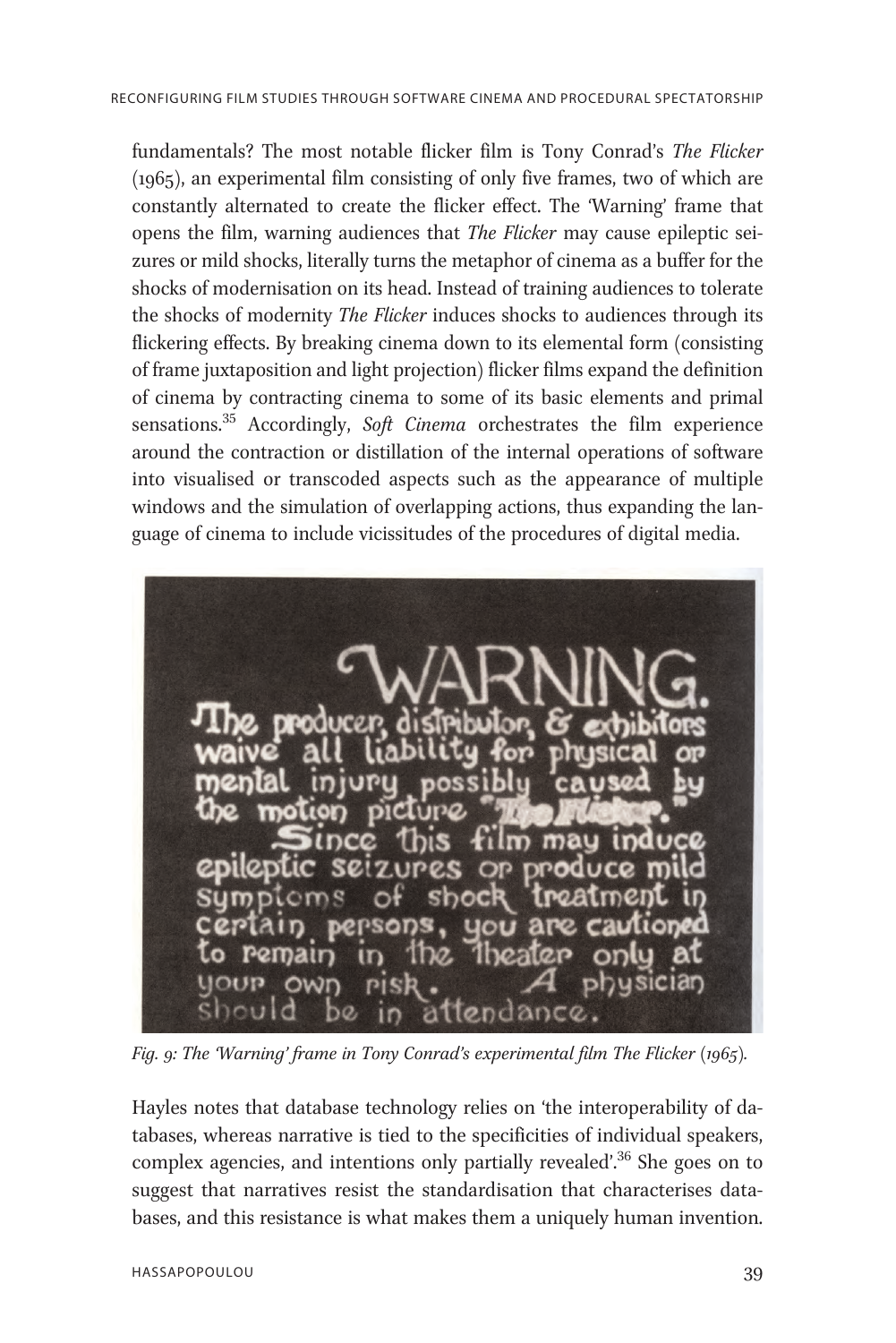fundamentals? The most notable flicker film is Tony Conrad's *The Flicker* (1965), an experimental film consisting of only five frames, two of which are constantly alternated to create the flicker effect. The 'Warning' frame that opens the film, warning audiences that *The Flicker* may cause epileptic seizures or mild shocks, literally turns the metaphor of cinema as a buffer for the shocks of modernisation on its head. Instead of training audiences to tolerate the shocks of modernity *The Flicker* induces shocks to audiences through its flickering effects. By breaking cinema down to its elemental form (consisting of frame juxtaposition and light projection) flicker films expand the definition of cinema by contracting cinema to some of its basic elements and primal sensations.[35] Accordingly, *Soft Cinema* orchestrates the film experience around the contraction or distillation of the internal operations of software into visualised or transcoded aspects such as the appearance of multiple windows and the simulation of overlapping actions, thus expanding the language of cinema to include vicissitudes of the procedures of digital media.

*Fig. 9: The 'Warning' frame in Tony Conrad's experimental film The Flicker (1965).*

Hayles notes that database technology relies on 'the interoperability of databases, whereas narrative is tied to the specificities of individual speakers, complex agencies, and intentions only partially revealed'.[36] She goes on to suggest that narratives resist the standardisation that characterises databases, and this resistance is what makes them a uniquely human invention.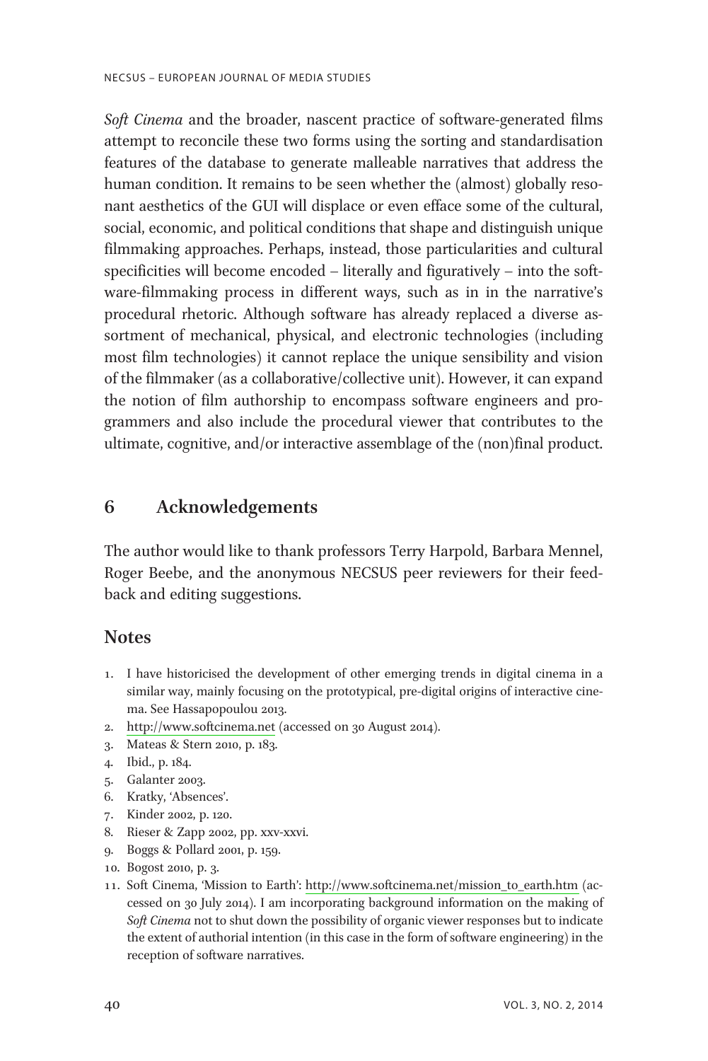*Soft Cinema* and the broader, nascent practice of software-generated films attempt to reconcile these two forms using the sorting and standardisation features of the database to generate malleable narratives that address the human condition. It remains to be seen whether the (almost) globally resonant aesthetics of the GUI will displace or even efface some of the cultural, social, economic, and political conditions that shape and distinguish unique filmmaking approaches. Perhaps, instead, those particularities and cultural specificities will become encoded – literally and figuratively – into the software-filmmaking process in different ways, such as in in the narrative's procedural rhetoric. Although software has already replaced a diverse assortment of mechanical, physical, and electronic technologies (including most film technologies) it cannot replace the unique sensibility and vision of the filmmaker (as a collaborative/collective unit). However, it can expand the notion of film authorship to encompass software engineers and programmers and also include the procedural viewer that contributes to the ultimate, cognitive, and/or interactive assemblage of the (non)final product.

## 6 Acknowledgements

The author would like to thank professors Terry Harpold, Barbara Mennel, Roger Beebe, and the anonymous NECSUS peer reviewers for their feedback and editing suggestions.

## Notes

1. I have historicised the development of other emerging trends in digital cinema in a similar way, mainly focusing on the prototypical, pre-digital origins of interactive cinema. See Hassapopoulou 2013.
2. http://www.softcinema.net (accessed on 30 August 2014).
3. Mateas & Stern 2010, p. 183.
4. Ibid., p. 184.
5. Galanter 2003.
6. Kratky, 'Absences'.
7. Kinder 2002, p. 120.
8. Rieser & Zapp 2002, pp. xxv-xxvi.
9. Boggs & Pollard 2001, p. 159.
10. Bogost 2010, p. 3.
11. Soft Cinema, 'Mission to Earth': http://www.softcinema.net/mission_to_earth.htm (accessed on 30 July 2014). I am incorporating background information on the making of *Soft Cinema* not to shut down the possibility of organic viewer responses but to indicate the extent of authorial intention (in this case in the form of software engineering) in the reception of software narratives.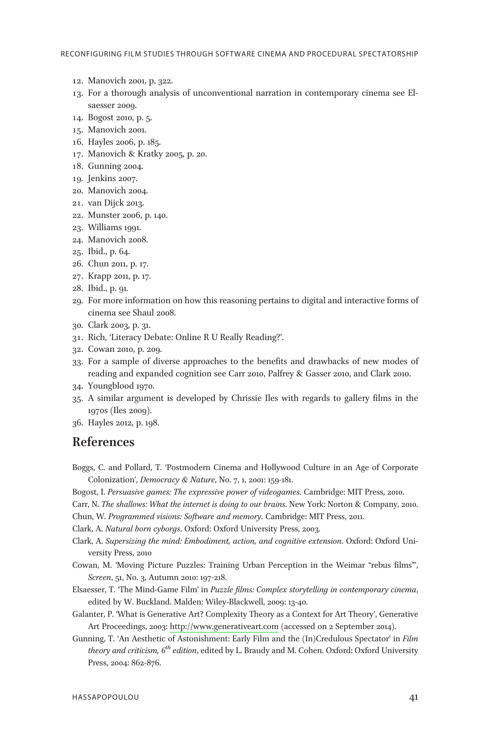12. Manovich 2001, p. 322.
13. For a thorough analysis of unconventional narration in contemporary cinema see Elsaesser 2009.
14. Bogost 2010, p. 5.
15. Manovich 2001.
16. Hayles 2006, p. 185.
17. Manovich & Kratky 2005, p. 20.
18. Gunning 2004.
19. Jenkins 2007.
20. Manovich 2004.
21. van Dijck 2013.
22. Munster 2006, p. 140.
23. Williams 1991.
24. Manovich 2008.
25. Ibid., p. 64.
26. Chun 2011, p. 17.
27. Krapp 2011, p. 17.
28. Ibid., p. 91.
29. For more information on how this reasoning pertains to digital and interactive forms of cinema see Shaul 2008.
30. Clark 2003, p. 31.
31. Rich, 'Literacy Debate: Online R U Really Reading?'.
32. Cowan 2010, p. 209.
33. For a sample of diverse approaches to the benefits and drawbacks of new modes of reading and expanded cognition see Carr 2010, Palfrey & Gasser 2010, and Clark 2010.
34. Youngblood 1970.
35. A similar argument is developed by Chrissie Iles with regards to gallery films in the 1970s (Iles 2009).
36. Hayles 2012, p. 198.

## References

Boggs, C. and Pollard, T. 'Postmodern Cinema and Hollywood Culture in an Age of Corporate Colonization', *Democracy & Nature*, No. 7, 1, 2001: 159-181.

Bogost, I. *Persuasive games: The expressive power of videogames*. Cambridge: MIT Press, 2010.

Carr, N. *The shallows: What the internet is doing to our brains*. New York: Norton & Company, 2010.

Chun, W. *Programmed visions: Software and memory*. Cambridge: MIT Press, 2011.

Clark, A. *Natural born cyborgs*. Oxford: Oxford University Press, 2003.

Clark, A. *Supersizing the mind: Embodiment, action, and cognitive extension*. Oxford: Oxford University Press, 2010

Cowan, M. 'Moving Picture Puzzles: Training Urban Perception in the Weimar "rebus films"', *Screen*, 51, No. 3, Autumn 2010: 197-218.

Elsaesser, T. 'The Mind-Game Film' in *Puzzle films: Complex storytelling in contemporary cinema*, edited by W. Buckland. Malden: Wiley-Blackwell, 2009: 13-40.

Galanter, P. 'What is Generative Art? Complexity Theory as a Context for Art Theory', Generative Art Proceedings, 2003: http://www.generativeart.com (accessed on 2 September 2014).

Gunning, T. 'An Aesthetic of Astonishment: Early Film and the (In)Credulous Spectator' in *Film theory and criticism, 6th edition*, edited by L. Braudy and M. Cohen. Oxford: Oxford University Press, 2004: 862-876.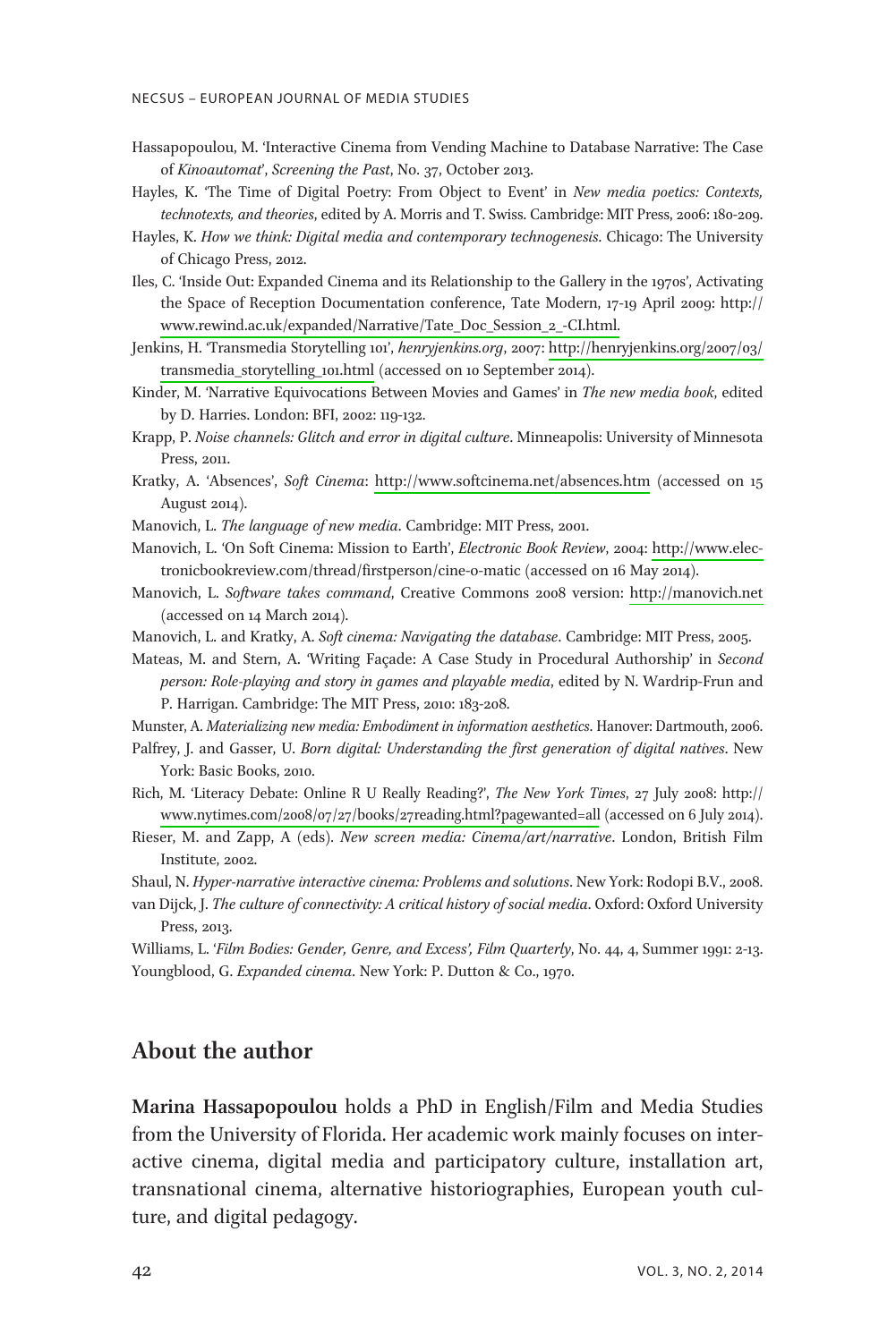Hassapopoulou, M. 'Interactive Cinema from Vending Machine to Database Narrative: The Case of *Kinoautomat*', *Screening the Past*, No. 37, October 2013.

Hayles, K. 'The Time of Digital Poetry: From Object to Event' in *New media poetics: Contexts, technotexts, and theories*, edited by A. Morris and T. Swiss. Cambridge: MIT Press, 2006: 180-209.

Hayles, K. *How we think: Digital media and contemporary technogenesis*. Chicago: The University of Chicago Press, 2012.

Iles, C. 'Inside Out: Expanded Cinema and its Relationship to the Gallery in the 1970s', Activating the Space of Reception Documentation conference, Tate Modern, 17-19 April 2009: http://www.rewind.ac.uk/expanded/Narrative/Tate_Doc_Session_2_-CI.html.

Jenkins, H. 'Transmedia Storytelling 101', *henryjenkins.org*, 2007: http://henryjenkins.org/2007/03/transmedia_storytelling_101.html (accessed on 10 September 2014).

Kinder, M. 'Narrative Equivocations Between Movies and Games' in *The new media book*, edited by D. Harries. London: BFI, 2002: 119-132.

Krapp, P. *Noise channels: Glitch and error in digital culture*. Minneapolis: University of Minnesota Press, 2011.

Kratky, A. 'Absences', *Soft Cinema*: http://www.softcinema.net/absences.htm (accessed on 15 August 2014).

Manovich, L. *The language of new media*. Cambridge: MIT Press, 2001.

Manovich, L. 'On Soft Cinema: Mission to Earth', *Electronic Book Review*, 2004: http://www.electronicbookreview.com/thread/firstperson/cine-o-matic (accessed on 16 May 2014).

Manovich, L. *Software takes command*, Creative Commons 2008 version: http://manovich.net (accessed on 14 March 2014).

Manovich, L. and Kratky, A. *Soft cinema: Navigating the database*. Cambridge: MIT Press, 2005.

Mateas, M. and Stern, A. 'Writing Façade: A Case Study in Procedural Authorship' in *Second person: Role-playing and story in games and playable media*, edited by N. Wardrip-Frun and P. Harrigan. Cambridge: The MIT Press, 2010: 183-208.

Munster, A. *Materializing new media: Embodiment in information aesthetics*. Hanover: Dartmouth, 2006.

Palfrey, J. and Gasser, U. *Born digital: Understanding the first generation of digital natives*. New York: Basic Books, 2010.

Rich, M. 'Literacy Debate: Online R U Really Reading?', *The New York Times*, 27 July 2008: http://www.nytimes.com/2008/07/27/books/27reading.html?pagewanted=all (accessed on 6 July 2014).

Rieser, M. and Zapp, A (eds). *New screen media: Cinema/art/narrative*. London, British Film Institute, 2002.

Shaul, N. *Hyper-narrative interactive cinema: Problems and solutions*. New York: Rodopi B.V., 2008.

van Dijck, J. *The culture of connectivity: A critical history of social media*. Oxford: Oxford University Press, 2013.

Williams, L. '*Film Bodies: Gender, Genre, and Excess', Film Quarterly*, No. 44, 4, Summer 1991: 2-13.

Youngblood, G. *Expanded cinema*. New York: P. Dutton & Co., 1970.

## About the author

**Marina Hassapopoulou** holds a PhD in English/Film and Media Studies from the University of Florida. Her academic work mainly focuses on interactive cinema, digital media and participatory culture, installation art, transnational cinema, alternative historiographies, European youth culture, and digital pedagogy.